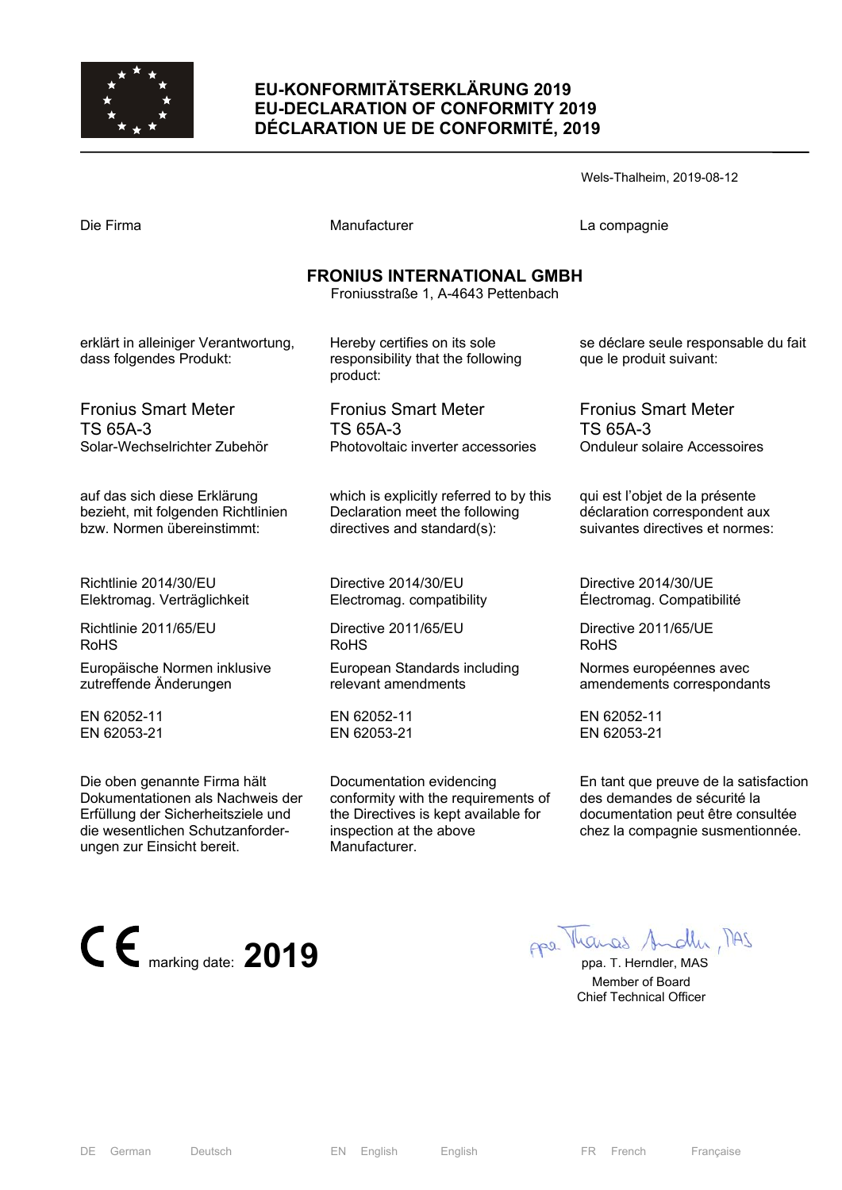# EU-KONFORMITÄTSERKLÄRUNG 2019
# EU-DECLARATION OF CONFORMITY 2019
# DÉCLARATION UE DE CONFORMITÉ, 2019

Wels-Thalheim, 2019-08-12

| Die Firma | Manufacturer | La compagnie |
|---|---|---|

**FRONIUS INTERNATIONAL GMBH**
Froniusstraße 1, A-4643 Pettenbach

| | | |
|---|---|---|
| erklärt in alleiniger Verantwortung, dass folgendes Produkt: | Hereby certifies on its sole responsibility that the following product: | se déclare seule responsable du fait que le produit suivant: |
| Fronius Smart Meter<br>TS 65A-3<br>Solar-Wechselrichter Zubehör | Fronius Smart Meter<br>TS 65A-3<br>Photovoltaic inverter accessories | Fronius Smart Meter<br>TS 65A-3<br>Onduleur solaire Accessoires |
| auf das sich diese Erklärung bezieht, mit folgenden Richtlinien bzw. Normen übereinstimmt: | which is explicitly referred to by this Declaration meet the following directives and standard(s): | qui est l'objet de la présente déclaration correspondent aux suivantes directives et normes: |
| Richtlinie 2014/30/EU<br>Elektromag. Verträglichkeit | Directive 2014/30/EU<br>Electromag. compatibility | Directive 2014/30/UE<br>Électromag. Compatibilité |
| Richtlinie 2011/65/EU<br>RoHS | Directive 2011/65/EU<br>RoHS | Directive 2011/65/UE<br>RoHS |
| Europäische Normen inklusive zutreffende Änderungen | European Standards including relevant amendments | Normes européennes avec amendements correspondants |
| EN 62052-11<br>EN 62053-21 | EN 62052-11<br>EN 62053-21 | EN 62052-11<br>EN 62053-21 |
| Die oben genannte Firma hält Dokumentationen als Nachweis der Erfüllung der Sicherheitsziele und die wesentlichen Schutzanforderungen zur Einsicht bereit. | Documentation evidencing conformity with the requirements of the Directives is kept available for inspection at the above Manufacturer. | En tant que preuve de la satisfaction des demandes de sécurité la documentation peut être consultée chez la compagnie susmentionnée. |

CE marking date: **2019**

ppa. T. Herndler, MAS
Member of Board
Chief Technical Officer

DE German Deutsch | EN English English | FR French Française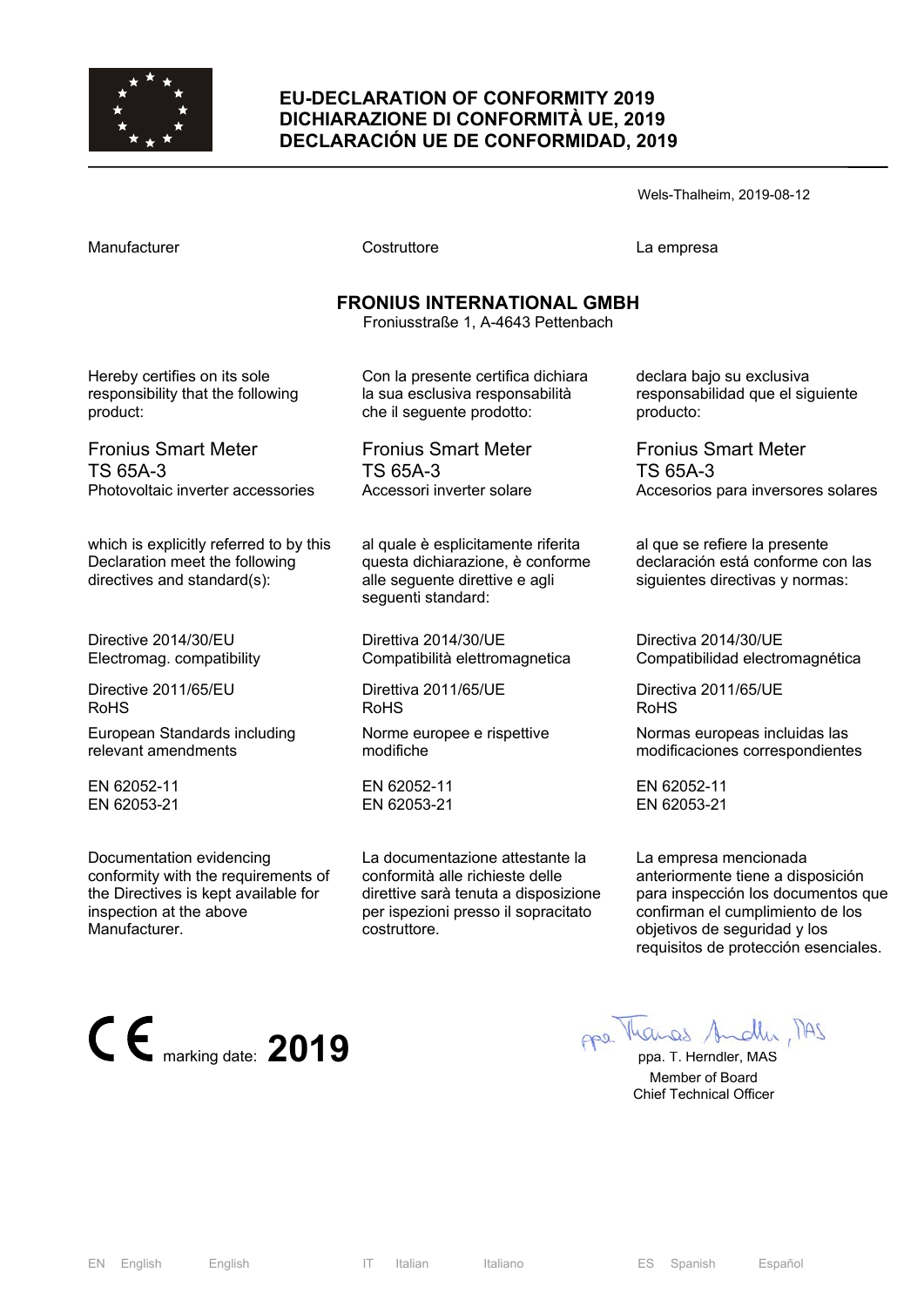# EU-DECLARATION OF CONFORMITY 2019
# DICHIARAZIONE DI CONFORMITÀ UE, 2019
# DECLARACIÓN UE DE CONFORMIDAD, 2019

Wels-Thalheim, 2019-08-12

| Manufacturer | Costruttore | La empresa |
|---|---|---|

**FRONIUS INTERNATIONAL GMBH**
Froniusstraße 1, A-4643 Pettenbach

| | | |
|---|---|---|
| Hereby certifies on its sole responsibility that the following product: | Con la presente certifica dichiara la sua esclusiva responsabilità che il seguente prodotto: | declara bajo su exclusiva responsabilidad que el siguiente producto: |
| Fronius Smart Meter<br>TS 65A-3<br>Photovoltaic inverter accessories | Fronius Smart Meter<br>TS 65A-3<br>Accessori inverter solare | Fronius Smart Meter<br>TS 65A-3<br>Accesorios para inversores solares |
| which is explicitly referred to by this Declaration meet the following directives and standard(s): | al quale è esplicitamente riferita questa dichiarazione, è conforme alle seguente direttive e agli seguenti standard: | al que se refiere la presente declaración está conforme con las siguientes directivas y normas: |
| Directive 2014/30/EU<br>Electromag. compatibility | Direttiva 2014/30/UE<br>Compatibilità elettromagnetica | Directiva 2014/30/UE<br>Compatibilidad electromagnética |
| Directive 2011/65/EU<br>RoHS | Direttiva 2011/65/UE<br>RoHS | Directiva 2011/65/UE<br>RoHS |
| European Standards including relevant amendments | Norme europee e rispettive modifiche | Normas europeas incluidas las modificaciones correspondientes |
| EN 62052-11<br>EN 62053-21 | EN 62052-11<br>EN 62053-21 | EN 62052-11<br>EN 62053-21 |
| Documentation evidencing conformity with the requirements of the Directives is kept available for inspection at the above Manufacturer. | La documentazione attestante la conformità alle richieste delle direttive sarà tenuta a disposizione per ispezioni presso il sopracitato costruttore. | La empresa mencionada anteriormente tiene a disposición para inspección los documentos que confirman el cumplimiento de los objetivos de seguridad y los requisitos de protección esenciales. |

CE marking date: **2019**

ppa. T. Herndler, MAS
Member of Board
Chief Technical Officer

EN English English | IT Italian Italiano | ES Spanish Español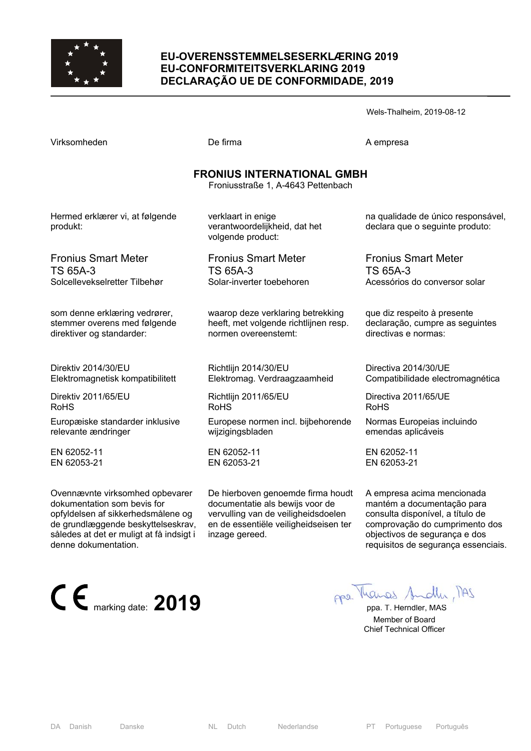# EU-OVERENSSTEMMELSESERKLÆRING 2019
# EU-CONFORMITEITSVERKLARING 2019
# DECLARAÇÃO UE DE CONFORMIDADE, 2019

Wels-Thalheim, 2019-08-12

| Virksomheden | De firma | A empresa |
|---|---|---|

**FRONIUS INTERNATIONAL GMBH**
Froniusstraße 1, A-4643 Pettenbach

| | | |
|---|---|---|
| Hermed erklærer vi, at følgende produkt: | verklaart in enige verantwoordelijkheid, dat het volgende product: | na qualidade de único responsável, declara que o seguinte produto: |
| Fronius Smart Meter<br>TS 65A-3<br>Solcellevekselretter Tilbehør | Fronius Smart Meter<br>TS 65A-3<br>Solar-inverter toebehoren | Fronius Smart Meter<br>TS 65A-3<br>Acessórios do conversor solar |
| som denne erklæring vedrører, stemmer overens med følgende direktiver og standarder: | waarop deze verklaring betrekking heeft, met volgende richtlijnen resp. normen overeenstemt: | que diz respeito à presente declaração, cumpre as seguintes directivas e normas: |
| Direktiv 2014/30/EU<br>Elektromagnetisk kompatibilitett | Richtlijn 2014/30/EU<br>Elektromag. Verdraagzaamheid | Directiva 2014/30/UE<br>Compatibilidade electromagnética |
| Direktiv 2011/65/EU<br>RoHS | Richtlijn 2011/65/EU<br>RoHS | Directiva 2011/65/UE<br>RoHS |
| Europæiske standarder inklusive relevante ændringer | Europese normen incl. bijbehorende wijzigingsbladen | Normas Europeias incluindo emendas aplicáveis |
| EN 62052-11<br>EN 62053-21 | EN 62052-11<br>EN 62053-21 | EN 62052-11<br>EN 62053-21 |
| Ovennævnte virksomhed opbevarer dokumentation som bevis for opfyldelsen af sikkerhedsmålene og de grundlæggende beskyttelseskrav, således at det er muligt at få indsigt i denne dokumentation. | De hierboven genoemde firma houdt documentatie als bewijs voor de vervulling van de veiligheidsdoelen en de essentiële veiligheidseisen ter inzage gereed. | A empresa acima mencionada mantém a documentação para consulta disponível, a título de comprovação do cumprimento dos objectivos de segurança e dos requisitos de segurança essenciais. |

CE marking date: **2019**

ppa. T. Herndler, MAS
Member of Board
Chief Technical Officer

DA Danish Danske NL Dutch Nederlandse PT Portuguese Português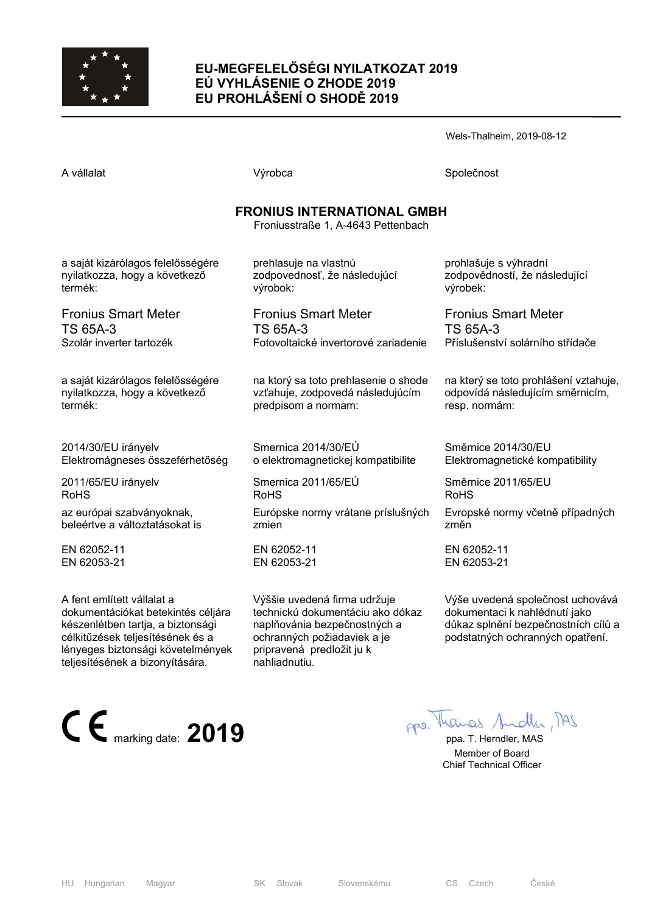# EU-MEGFELELŐSÉGI NYILATKOZAT 2019
# EÚ VYHLÁSENIE O ZHODE 2019
# EU PROHLÁŠENÍ O SHODĚ 2019

Wels-Thalheim, 2019-08-12

| A vállalat | Výrobca | Společnost |
|---|---|---|

**FRONIUS INTERNATIONAL GMBH**
Froniusstraße 1, A-4643 Pettenbach

| HU | SK | CS |
|---|---|---|
| a saját kizárólagos felelősségére nyilatkozza, hogy a következő termék: | prehlasuje na vlastnú zodpovednosť, že následujúcí výrobok: | prohlašuje s výhradní zodpovědností, že následující výrobek: |
| Fronius Smart Meter<br>TS 65A-3<br>Szolár inverter tartozék | Fronius Smart Meter<br>TS 65A-3<br>Fotovoltaické invertorové zariadenie | Fronius Smart Meter<br>TS 65A-3<br>Příslušenství solárního střídače |
| a saját kizárólagos felelősségére nyilatkozza, hogy a következő termék: | na ktorý sa toto prehlasenie o shode vzťahuje, zodpovedá následujúcím predpisom a normam: | na který se toto prohlášení vztahuje, odpovídá následujícím směrnicím, resp. normám: |
| 2014/30/EU irányelv<br>Elektromágneses összeférhetőség | Smernica 2014/30/EÚ<br>o elektromagnetickej kompatibilite | Směrnice 2014/30/EU<br>Elektromagnetické kompatibility |
| 2011/65/EU irányelv<br>RoHS | Smernica 2011/65/EÚ<br>RoHS | Směrnice 2011/65/EU<br>RoHS |
| az európai szabványoknak, beleértve a változtatásokat is | Európske normy vrátane príslušných zmien | Evropské normy včetně případných změn |
| EN 62052-11<br>EN 62053-21 | EN 62052-11<br>EN 62053-21 | EN 62052-11<br>EN 62053-21 |
| A fent említett vállalat a dokumentációkat betekintés céljára készenlétben tartja, a biztonsági célkitűzések teljesítésének és a lényeges biztonsági követelmények teljesítésének a bizonyítására. | Výššie uvedená firma udržuje technickú dokumentáciu ako dókaz naplňovánia bezpečnostných a ochranných požiadaviek a je pripravená predložit ju k nahliadnutiu. | Výše uvedená společnost uchovává dokumentaci k nahlédnutí jako důkaz splnění bezpečnostních cílů a podstatných ochranných opatření. |

CE marking date: **2019**

ppa. T. Herndler, MAS
Member of Board
Chief Technical Officer

HU Hungarian Magyar — SK Slovak Slovenskému — CS Czech České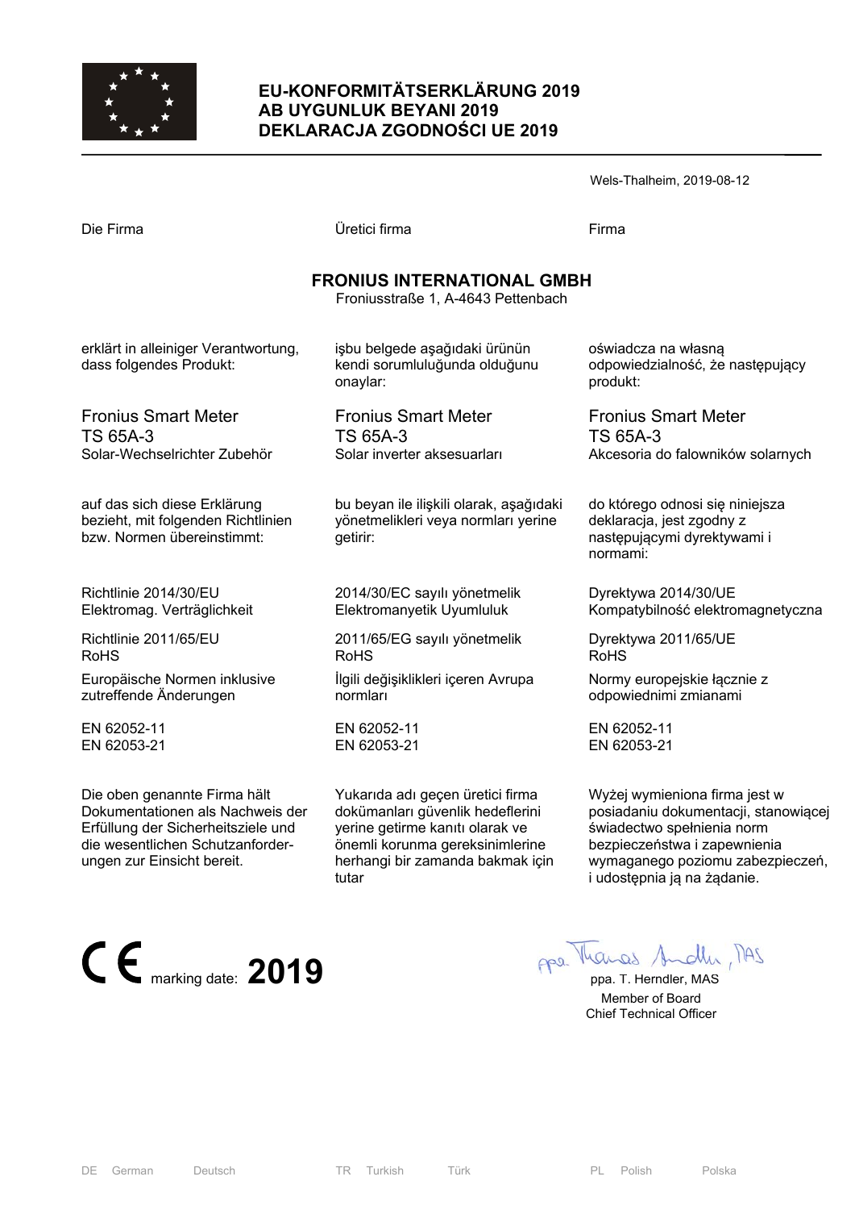# EU-KONFORMITÄTSERKLÄRUNG 2019
# AB UYGUNLUK BEYANI 2019
# DEKLARACJA ZGODNOŚCI UE 2019

Wels-Thalheim, 2019-08-12

| Die Firma | Üretici firma | Firma |
|---|---|---|

**FRONIUS INTERNATIONAL GMBH**
Froniusstraße 1, A-4643 Pettenbach

| DE | TR | PL |
|---|---|---|
| erklärt in alleiniger Verantwortung, dass folgendes Produkt: | işbu belgede aşağıdaki ürünün kendi sorumluluğunda olduğunu onaylar: | oświadcza na własną odpowiedzialność, że następujący produkt: |
| Fronius Smart Meter<br>TS 65A-3<br>Solar-Wechselrichter Zubehör | Fronius Smart Meter<br>TS 65A-3<br>Solar inverter aksesuarları | Fronius Smart Meter<br>TS 65A-3<br>Akcesoria do falowników solarnych |
| auf das sich diese Erklärung bezieht, mit folgenden Richtlinien bzw. Normen übereinstimmt: | bu beyan ile ilişkili olarak, aşağıdaki yönetmelikleri veya normları yerine getirir: | do którego odnosi się niniejsza deklaracja, jest zgodny z następującymi dyrektywami i normami: |
| Richtlinie 2014/30/EU<br>Elektromag. Verträglichkeit | 2014/30/EC sayılı yönetmelik<br>Elektromanyetik Uyumluluk | Dyrektywa 2014/30/UE<br>Kompatybilność elektromagnetyczna |
| Richtlinie 2011/65/EU<br>RoHS | 2011/65/EG sayılı yönetmelik<br>RoHS | Dyrektywa 2011/65/UE<br>RoHS |
| Europäische Normen inklusive zutreffende Änderungen | İlgili değişiklikleri içeren Avrupa normları | Normy europejskie łącznie z odpowiednimi zmianami |
| EN 62052-11<br>EN 62053-21 | EN 62052-11<br>EN 62053-21 | EN 62052-11<br>EN 62053-21 |
| Die oben genannte Firma hält Dokumentationen als Nachweis der Erfüllung der Sicherheitsziele und die wesentlichen Schutzanforderungen zur Einsicht bereit. | Yukarıda adı geçen üretici firma dokümanları güvenlik hedeflerini yerine getirme kanıtı olarak ve önemli korunma gereksinimlerine herhangi bir zamanda bakmak için tutar | Wyżej wymieniona firma jest w posiadaniu dokumentacji, stanowiącej świadectwo spełnienia norm bezpieczeństwa i zapewnienia wymaganego poziomu zabezpieczeń, i udostępnia ją na żądanie. |

CE marking date: **2019**

ppa. T. Herndler, MAS
Member of Board
Chief Technical Officer

DE German Deutsch — TR Turkish Türk — PL Polish Polska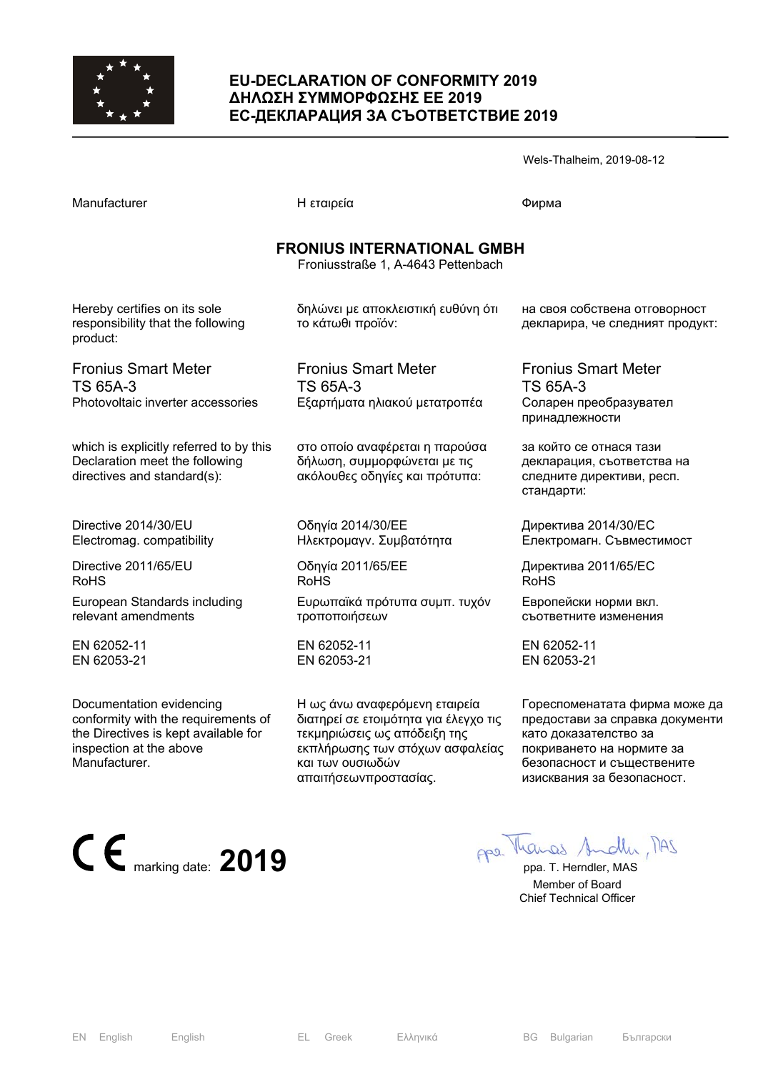# EU-DECLARATION OF CONFORMITY 2019
# ΔΗΛΩΣΗ ΣΥΜΜΟΡΦΩΣΗΣ ΕΕ 2019
# ЕС-ДЕКЛАРАЦИЯ ЗА СЪОТВЕТСТВИЕ 2019

Wels-Thalheim, 2019-08-12

| Manufacturer | Η εταιρεία | Фирма |
|---|---|---|

**FRONIUS INTERNATIONAL GMBH**
Froniusstraße 1, A-4643 Pettenbach

| | | |
|---|---|---|
| Hereby certifies on its sole responsibility that the following product: | δηλώνει με αποκλειστική ευθύνη ότι το κάτωθι προϊόν: | на своя собствена отговорност декларира, че следният продукт: |
| Fronius Smart Meter<br>TS 65A-3<br>Photovoltaic inverter accessories | Fronius Smart Meter<br>TS 65A-3<br>Εξαρτήματα ηλιακού μετατροπέα | Fronius Smart Meter<br>TS 65A-3<br>Соларен преобразувател принадлежности |
| which is explicitly referred to by this Declaration meet the following directives and standard(s): | στο οποίο αναφέρεται η παρούσα δήλωση, συμμορφώνεται με τις ακόλουθες οδηγίες και πρότυπα: | за който се отнася тази декларация, съответства на следните директиви, респ. стандарти: |
| Directive 2014/30/EU<br>Electromag. compatibility | Οδηγία 2014/30/ΕΕ<br>Ηλεκτρομαγν. Συμβατότητα | Директива 2014/30/ЕС<br>Електромагн. Съвместимост |
| Directive 2011/65/EU<br>RoHS | Οδηγία 2011/65/ΕΕ<br>RoHS | Директива 2011/65/ЕС<br>RoHS |
| European Standards including relevant amendments | Ευρωπαϊκά πρότυπα συμπ. τυχόν τροποποιήσεων | Европейски норми вкл. съответните изменения |
| EN 62052-11<br>EN 62053-21 | EN 62052-11<br>EN 62053-21 | EN 62052-11<br>EN 62053-21 |
| Documentation evidencing conformity with the requirements of the Directives is kept available for inspection at the above Manufacturer. | Η ως άνω αναφερόμενη εταιρεία διατηρεί σε ετοιμότητα για έλεγχο τις τεκμηριώσεις ως απόδειξη της εκπλήρωσης των στόχων ασφαλείας και των ουσιωδών απαιτήσεωνπροστασίας. | Гореспоменатата фирма може да предостави за справка документи като доказателство за покриването на нормите за безопасност и съществените изисквания за безопасност. |

CE marking date: **2019**

ppa. T. Herndler, MAS
Member of Board
Chief Technical Officer

EN English English | EL Greek Ελληνικά | BG Bulgarian Български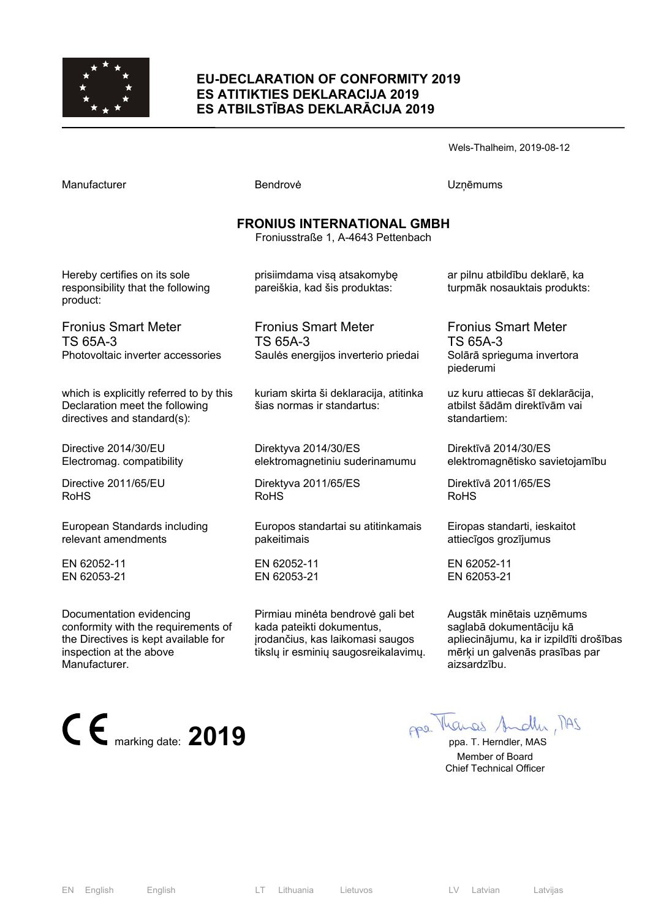# EU-DECLARATION OF CONFORMITY 2019
# ES ATITIKTIES DEKLARACIJA 2019
# ES ATBILSTĪBAS DEKLARĀCIJA 2019

Wels-Thalheim, 2019-08-12

| Manufacturer | Bendrovė | Uzņēmums |
|---|---|---|

**FRONIUS INTERNATIONAL GMBH**
Froniusstraße 1, A-4643 Pettenbach

| | | |
|---|---|---|
| Hereby certifies on its sole responsibility that the following product: | prisiimdama visą atsakomybę pareiškia, kad šis produktas: | ar pilnu atbildību deklarē, ka turpmāk nosauktais produkts: |
| Fronius Smart Meter<br>TS 65A-3<br>Photovoltaic inverter accessories | Fronius Smart Meter<br>TS 65A-3<br>Saulės energijos inverterio priedai | Fronius Smart Meter<br>TS 65A-3<br>Solārā sprieguma invertora piederumi |
| which is explicitly referred to by this Declaration meet the following directives and standard(s): | kuriam skirta ši deklaracija, atitinka šias normas ir standartus: | uz kuru attiecas šī deklarācija, atbilst šādām direktīvām vai standartiem: |
| Directive 2014/30/EU<br>Electromag. compatibility | Direktyva 2014/30/ES<br>elektromagnetiniu suderinamumu | Direktīvā 2014/30/ES<br>elektromagnētisko savietojamību |
| Directive 2011/65/EU<br>RoHS | Direktyva 2011/65/ES<br>RoHS | Direktīvā 2011/65/ES<br>RoHS |
| European Standards including relevant amendments | Europos standartai su atitinkamais pakeitimais | Eiropas standarti, ieskaitot attiecīgos grozījumus |
| EN 62052-11<br>EN 62053-21 | EN 62052-11<br>EN 62053-21 | EN 62052-11<br>EN 62053-21 |
| Documentation evidencing conformity with the requirements of the Directives is kept available for inspection at the above Manufacturer. | Pirmiau minėta bendrovė gali bet kada pateikti dokumentus, įrodančius, kas laikomasi saugos tikslų ir esminių saugosreikalavimų. | Augstāk minētais uzņēmums saglabā dokumentāciju kā apliecinājumu, ka ir izpildīti drošības mērķi un galvenās prasības par aizsardzību. |

CE marking date: **2019**

ppa. T. Herndler, MAS
Member of Board
Chief Technical Officer

EN English English | LT Lithuania Lietuvos | LV Latvian Latvijas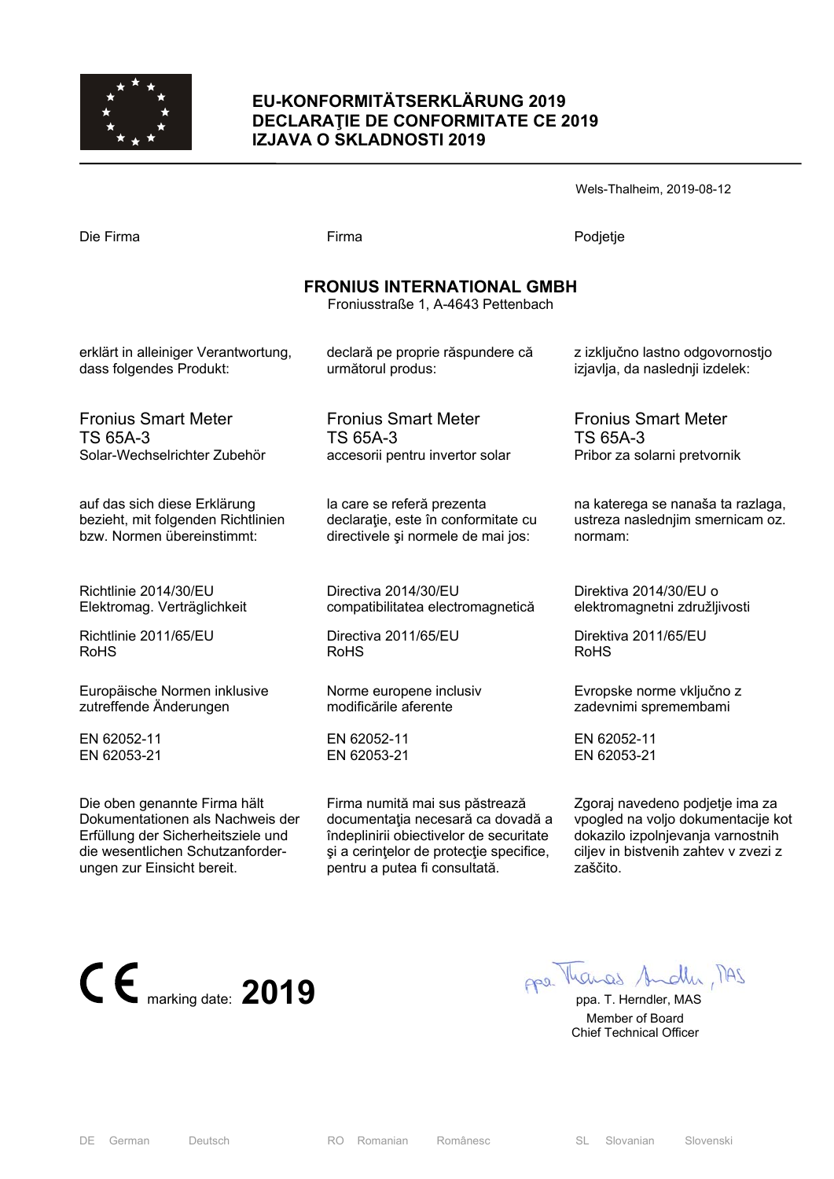# EU-KONFORMITÄTSERKLÄRUNG 2019
# DECLARAŢIE DE CONFORMITATE CE 2019
# IZJAVA O SKLADNOSTI 2019

Wels-Thalheim, 2019-08-12

| Die Firma | Firma | Podjetje |
|---|---|---|

**FRONIUS INTERNATIONAL GMBH**
Froniusstraße 1, A-4643 Pettenbach

| DE | RO | SL |
|---|---|---|
| erklärt in alleiniger Verantwortung, dass folgendes Produkt: | declară pe proprie răspundere că următorul produs: | z izključno lastno odgovornostjo izjavlja, da naslednji izdelek: |
| Fronius Smart Meter TS 65A-3 Solar-Wechselrichter Zubehör | Fronius Smart Meter TS 65A-3 accesorii pentru invertor solar | Fronius Smart Meter TS 65A-3 Pribor za solarni pretvornik |
| auf das sich diese Erklärung bezieht, mit folgenden Richtlinien bzw. Normen übereinstimmt: | la care se referă prezenta declaraţie, este în conformitate cu directivele şi normele de mai jos: | na katerega se nanaša ta razlaga, ustreza naslednjim smernicam oz. normam: |
| Richtlinie 2014/30/EU Elektromag. Verträglichkeit | Directiva 2014/30/EU compatibilitatea electromagnetică | Direktiva 2014/30/EU o elektromagnetni združljivosti |
| Richtlinie 2011/65/EU RoHS | Directiva 2011/65/EU RoHS | Direktiva 2011/65/EU RoHS |
| Europäische Normen inklusive zutreffende Änderungen | Norme europene inclusiv modificările aferente | Evropske norme vključno z zadevnimi spremembami |
| EN 62052-11 EN 62053-21 | EN 62052-11 EN 62053-21 | EN 62052-11 EN 62053-21 |
| Die oben genannte Firma hält Dokumentationen als Nachweis der Erfüllung der Sicherheitsziele und die wesentlichen Schutzanforderungen zur Einsicht bereit. | Firma numită mai sus păstrează documentaţia necesară ca dovadă a îndeplinirii obiectivelor de securitate şi a cerinţelor de protecţie specifice, pentru a putea fi consultată. | Zgoraj navedeno podjetje ima za vpogled na voljo dokumentacije kot dokazilo izpolnjevanja varnostnih ciljev in bistvenih zahtev v zvezi z zaščito. |

CE marking date: **2019**

ppa. T. Herndler, MAS
Member of Board
Chief Technical Officer

DE German Deutsch — RO Romanian Românesc — SL Slovanian Slovenski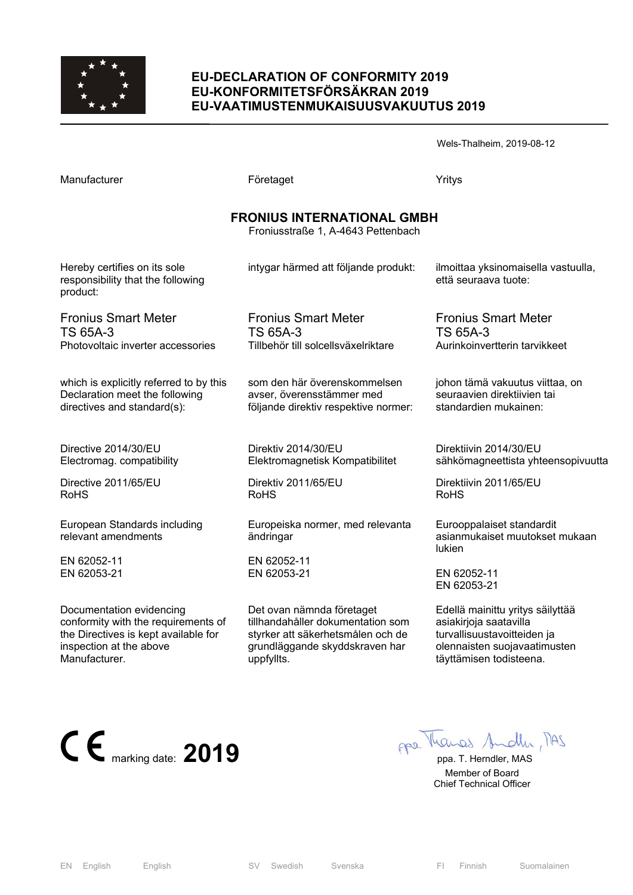# EU-DECLARATION OF CONFORMITY 2019
# EU-KONFORMITETSFÖRSÄKRAN 2019
# EU-VAATIMUSTENMUKAISUUSVAKUUTUS 2019

Wels-Thalheim, 2019-08-12

| Manufacturer | Företaget | Yritys |
|---|---|---|

**FRONIUS INTERNATIONAL GMBH**
Froniusstraße 1, A-4643 Pettenbach

| | | |
|---|---|---|
| Hereby certifies on its sole responsibility that the following product: | intygar härmed att följande produkt: | ilmoittaa yksinomaisella vastuulla, että seuraava tuote: |
| Fronius Smart Meter TS 65A-3 Photovoltaic inverter accessories | Fronius Smart Meter TS 65A-3 Tillbehör till solcellsväxelriktare | Fronius Smart Meter TS 65A-3 Aurinkoinvertterin tarvikkeet |
| which is explicitly referred to by this Declaration meet the following directives and standard(s): | som den här överenskommelsen avser, överensstämmer med följande direktiv respektive normer: | johon tämä vakuutus viittaa, on seuraavien direktiivien tai standardien mukainen: |
| Directive 2014/30/EU Electromag. compatibility | Direktiv 2014/30/EU Elektromagnetisk Kompatibilitet | Direktiivin 2014/30/EU sähkömagneettista yhteensopivuutta |
| Directive 2011/65/EU RoHS | Direktiv 2011/65/EU RoHS | Direktiivin 2011/65/EU RoHS |
| European Standards including relevant amendments | Europeiska normer, med relevanta ändringar | Eurooppalaiset standardit asianmukaiset muutokset mukaan lukien |
| EN 62052-11 EN 62053-21 | EN 62052-11 EN 62053-21 | EN 62052-11 EN 62053-21 |
| Documentation evidencing conformity with the requirements of the Directives is kept available for inspection at the above Manufacturer. | Det ovan nämnda företaget tillhandahåller dokumentation som styrker att säkerhetsmålen och de grundläggande skyddskraven har uppfyllts. | Edellä mainittu yritys säilyttää asiakirjoja saatavilla turvallisuustavoitteiden ja olennaisten suojavaatimusten täyttämisen todisteena. |

CE marking date: **2019**

ppa. T. Herndler, MAS
Member of Board
Chief Technical Officer

EN English English SV Swedish Svenska FI Finnish Suomalainen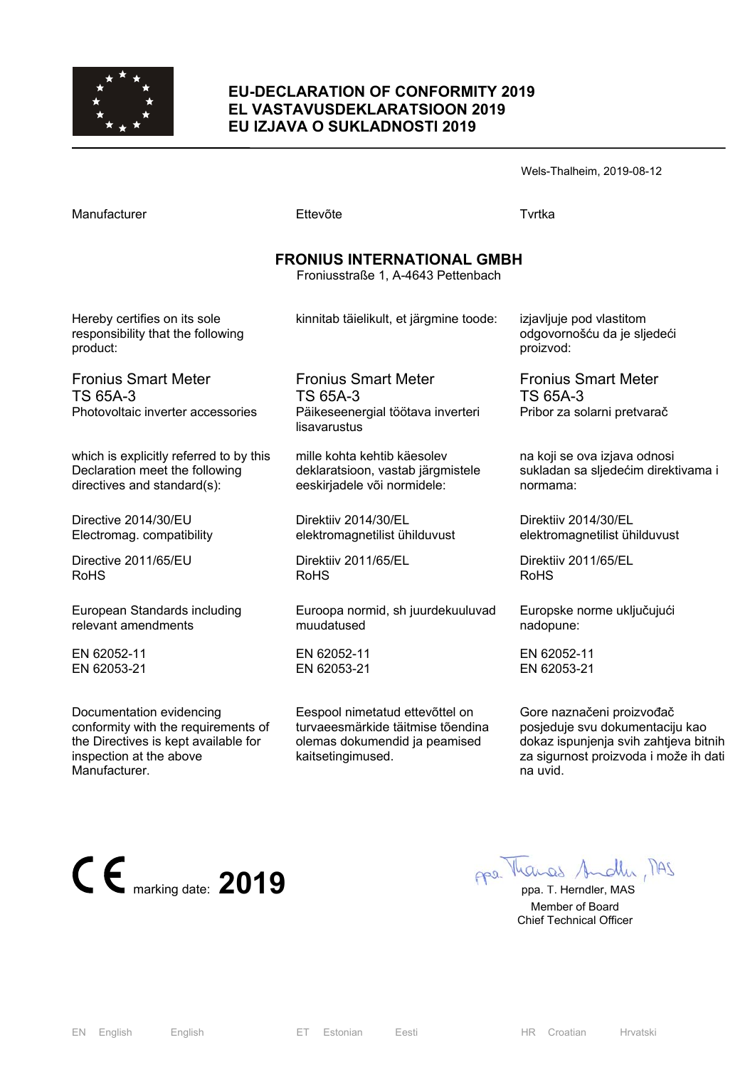# EU-DECLARATION OF CONFORMITY 2019
# EL VASTAVUSDEKLARATSIOON 2019
# EU IZJAVA O SUKLADNOSTI 2019

Wels-Thalheim, 2019-08-12

| Manufacturer | Ettevõte | Tvrtka |
|---|---|---|

**FRONIUS INTERNATIONAL GMBH**
Froniusstraße 1, A-4643 Pettenbach

| | | |
|---|---|---|
| Hereby certifies on its sole responsibility that the following product: | kinnitab täielikult, et järgmine toode: | izjavljuje pod vlastitom odgovornošću da je sljedeći proizvod: |
| Fronius Smart Meter<br>TS 65A-3<br>Photovoltaic inverter accessories | Fronius Smart Meter<br>TS 65A-3<br>Päikeseenergial töötava inverteri lisavarustus | Fronius Smart Meter<br>TS 65A-3<br>Pribor za solarni pretvarač |
| which is explicitly referred to by this Declaration meet the following directives and standard(s): | mille kohta kehtib käesolev deklaratsioon, vastab järgmistele eeskirjadele või normidele: | na koji se ova izjava odnosi sukladan sa sljedećim direktivama i normama: |
| Directive 2014/30/EU<br>Electromag. compatibility | Direktiiv 2014/30/EL<br>elektromagnetilist ühilduvust | Direktiiv 2014/30/EL<br>elektromagnetilist ühilduvust |
| Directive 2011/65/EU<br>RoHS | Direktiiv 2011/65/EL<br>RoHS | Direktiiv 2011/65/EL<br>RoHS |
| European Standards including relevant amendments | Euroopa normid, sh juurdekuuluvad muudatused | Europske norme uključujući nadopune: |
| EN 62052-11<br>EN 62053-21 | EN 62052-11<br>EN 62053-21 | EN 62052-11<br>EN 62053-21 |
| Documentation evidencing conformity with the requirements of the Directives is kept available for inspection at the above Manufacturer. | Eespool nimetatud ettevõttel on turvaeesmärkide täitmise tõendina olemas dokumendid ja peamised kaitsetingimused. | Gore naznačeni proizvođač posjeduje svu dokumentaciju kao dokaz ispunjenja svih zahtjeva bitnih za sigurnost proizvoda i može ih dati na uvid. |

CE marking date: **2019**

ppa. T. Herndler, MAS
Member of Board
Chief Technical Officer

EN English English | ET Estonian Eesti | HR Croatian Hrvatski